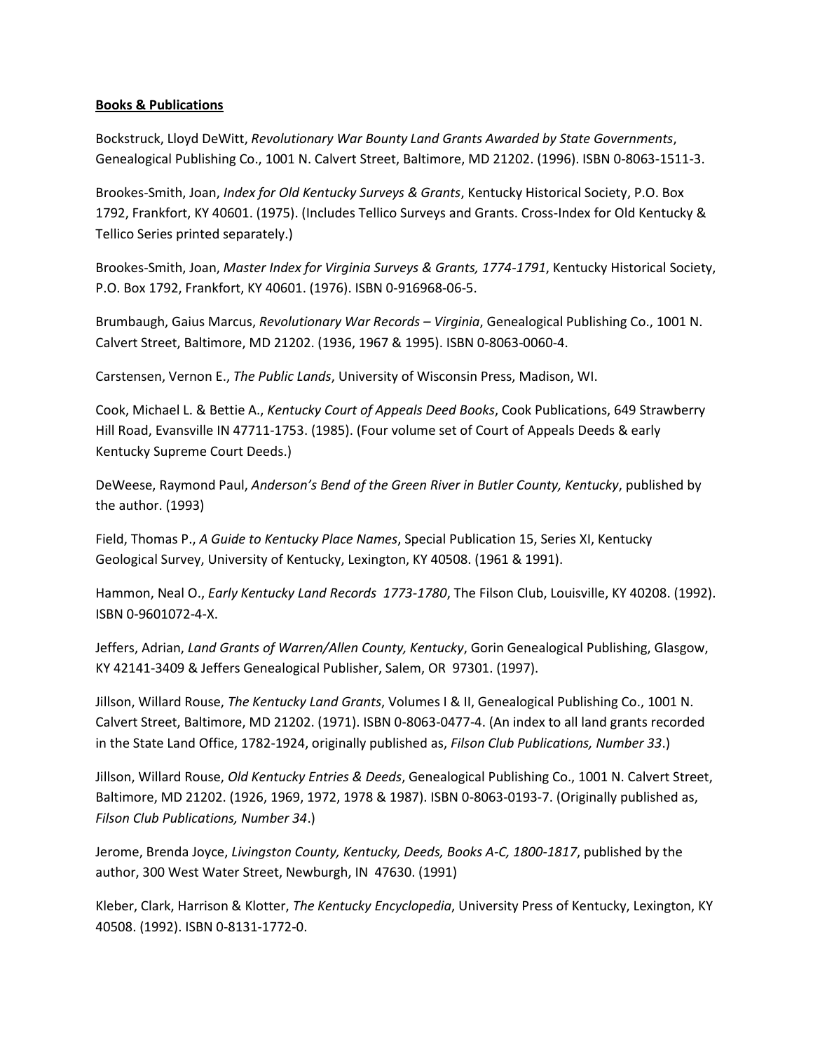**Books & Publications**

Bockstruck, Lloyd DeWitt, *Revolutionary War Bounty Land Grants Awarded by State Governments*, Genealogical Publishing Co., 1001 N. Calvert Street, Baltimore, MD 21202. (1996). ISBN 0-8063-1511-3.

Brookes-Smith, Joan, *Index for Old Kentucky Surveys & Grants*, Kentucky Historical Society, P.O. Box 1792, Frankfort, KY 40601. (1975). (Includes Tellico Surveys and Grants. Cross-Index for Old Kentucky & Tellico Series printed separately.)

Brookes-Smith, Joan, *Master Index for Virginia Surveys & Grants, 1774-1791*, Kentucky Historical Society, P.O. Box 1792, Frankfort, KY 40601. (1976). ISBN 0-916968-06-5.

Brumbaugh, Gaius Marcus, *Revolutionary War Records – Virginia*, Genealogical Publishing Co., 1001 N. Calvert Street, Baltimore, MD 21202. (1936, 1967 & 1995). ISBN 0-8063-0060-4.

Carstensen, Vernon E., *The Public Lands*, University of Wisconsin Press, Madison, WI.

Cook, Michael L. & Bettie A., *Kentucky Court of Appeals Deed Books*, Cook Publications, 649 Strawberry Hill Road, Evansville IN 47711-1753. (1985). (Four volume set of Court of Appeals Deeds & early Kentucky Supreme Court Deeds.)

DeWeese, Raymond Paul, *Anderson's Bend of the Green River in Butler County, Kentucky*, published by the author. (1993)

Field, Thomas P., *A Guide to Kentucky Place Names*, Special Publication 15, Series XI, Kentucky Geological Survey, University of Kentucky, Lexington, KY 40508. (1961 & 1991).

Hammon, Neal O., *Early Kentucky Land Records 1773-1780*, The Filson Club, Louisville, KY 40208. (1992). ISBN 0-9601072-4-X.

Jeffers, Adrian, *Land Grants of Warren/Allen County, Kentucky*, Gorin Genealogical Publishing, Glasgow, KY 42141-3409 & Jeffers Genealogical Publisher, Salem, OR 97301. (1997).

Jillson, Willard Rouse, *The Kentucky Land Grants*, Volumes I & II, Genealogical Publishing Co., 1001 N. Calvert Street, Baltimore, MD 21202. (1971). ISBN 0-8063-0477-4. (An index to all land grants recorded in the State Land Office, 1782-1924, originally published as, *Filson Club Publications, Number 33*.)

Jillson, Willard Rouse, *Old Kentucky Entries & Deeds*, Genealogical Publishing Co., 1001 N. Calvert Street, Baltimore, MD 21202. (1926, 1969, 1972, 1978 & 1987). ISBN 0-8063-0193-7. (Originally published as, *Filson Club Publications, Number 34*.)

Jerome, Brenda Joyce, *Livingston County, Kentucky, Deeds, Books A-C, 1800-1817*, published by the author, 300 West Water Street, Newburgh, IN 47630. (1991)

Kleber, Clark, Harrison & Klotter, *The Kentucky Encyclopedia*, University Press of Kentucky, Lexington, KY 40508. (1992). ISBN 0-8131-1772-0.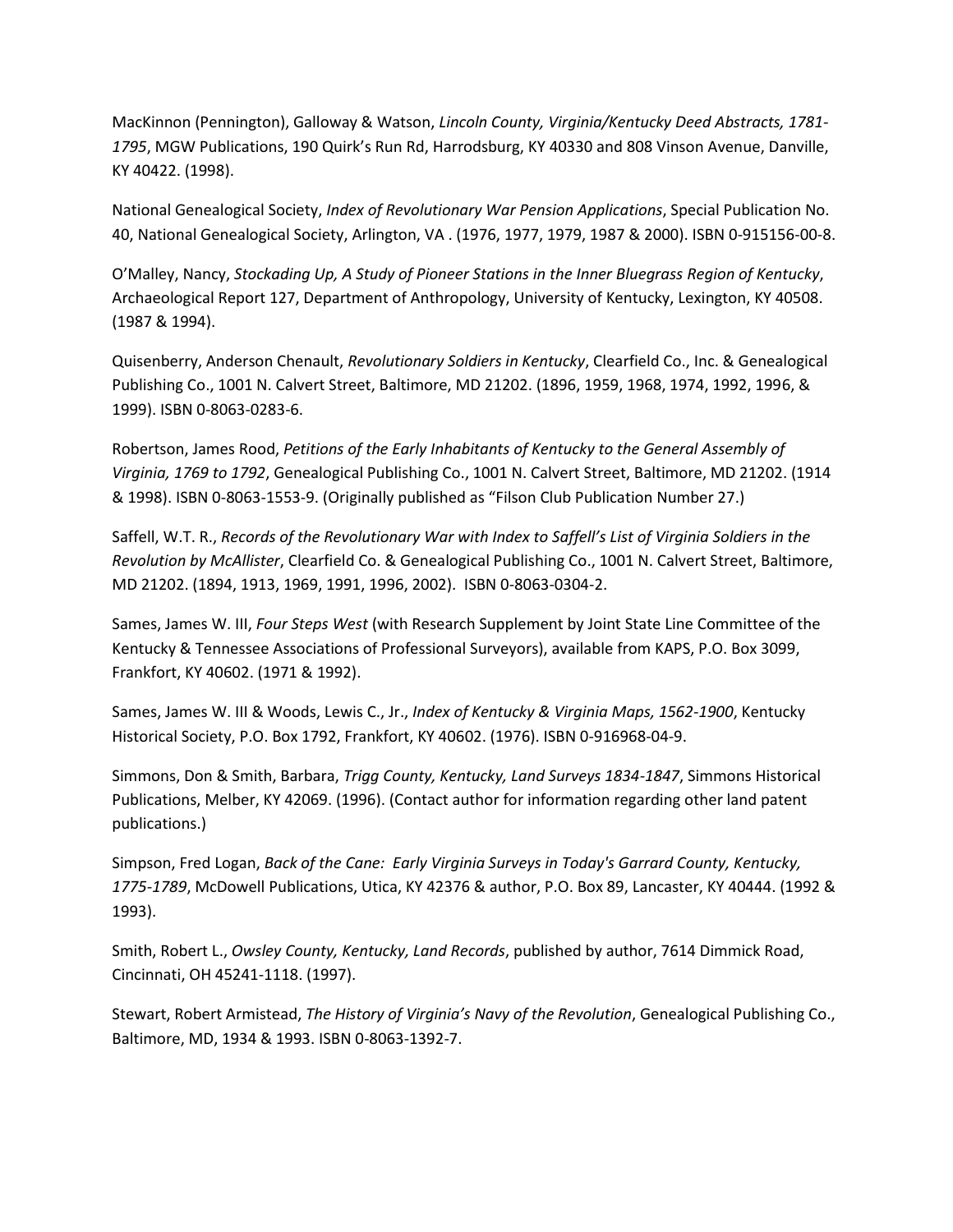MacKinnon (Pennington), Galloway & Watson, *Lincoln County, Virginia/Kentucky Deed Abstracts, 1781-1795*, MGW Publications, 190 Quirk's Run Rd, Harrodsburg, KY 40330 and 808 Vinson Avenue, Danville, KY 40422. (1998).

National Genealogical Society, *Index of Revolutionary War Pension Applications*, Special Publication No. 40, National Genealogical Society, Arlington, VA . (1976, 1977, 1979, 1987 & 2000). ISBN 0-915156-00-8.

O'Malley, Nancy, *Stockading Up, A Study of Pioneer Stations in the Inner Bluegrass Region of Kentucky*, Archaeological Report 127, Department of Anthropology, University of Kentucky, Lexington, KY 40508. (1987 & 1994).

Quisenberry, Anderson Chenault, *Revolutionary Soldiers in Kentucky*, Clearfield Co., Inc. & Genealogical Publishing Co., 1001 N. Calvert Street, Baltimore, MD 21202. (1896, 1959, 1968, 1974, 1992, 1996, & 1999). ISBN 0-8063-0283-6.

Robertson, James Rood, *Petitions of the Early Inhabitants of Kentucky to the General Assembly of Virginia, 1769 to 1792*, Genealogical Publishing Co., 1001 N. Calvert Street, Baltimore, MD 21202. (1914 & 1998). ISBN 0-8063-1553-9. (Originally published as "Filson Club Publication Number 27.)

Saffell, W.T. R., *Records of the Revolutionary War with Index to Saffell's List of Virginia Soldiers in the Revolution by McAllister*, Clearfield Co. & Genealogical Publishing Co., 1001 N. Calvert Street, Baltimore, MD 21202. (1894, 1913, 1969, 1991, 1996, 2002). ISBN 0-8063-0304-2.

Sames, James W. III, *Four Steps West* (with Research Supplement by Joint State Line Committee of the Kentucky & Tennessee Associations of Professional Surveyors), available from KAPS, P.O. Box 3099, Frankfort, KY 40602. (1971 & 1992).

Sames, James W. III & Woods, Lewis C., Jr., *Index of Kentucky & Virginia Maps, 1562-1900*, Kentucky Historical Society, P.O. Box 1792, Frankfort, KY 40602. (1976). ISBN 0-916968-04-9.

Simmons, Don & Smith, Barbara, *Trigg County, Kentucky, Land Surveys 1834-1847*, Simmons Historical Publications, Melber, KY 42069. (1996). (Contact author for information regarding other land patent publications.)

Simpson, Fred Logan, *Back of the Cane: Early Virginia Surveys in Today's Garrard County, Kentucky, 1775-1789*, McDowell Publications, Utica, KY 42376 & author, P.O. Box 89, Lancaster, KY 40444. (1992 & 1993).

Smith, Robert L., *Owsley County, Kentucky, Land Records*, published by author, 7614 Dimmick Road, Cincinnati, OH 45241-1118. (1997).

Stewart, Robert Armistead, *The History of Virginia's Navy of the Revolution*, Genealogical Publishing Co., Baltimore, MD, 1934 & 1993. ISBN 0-8063-1392-7.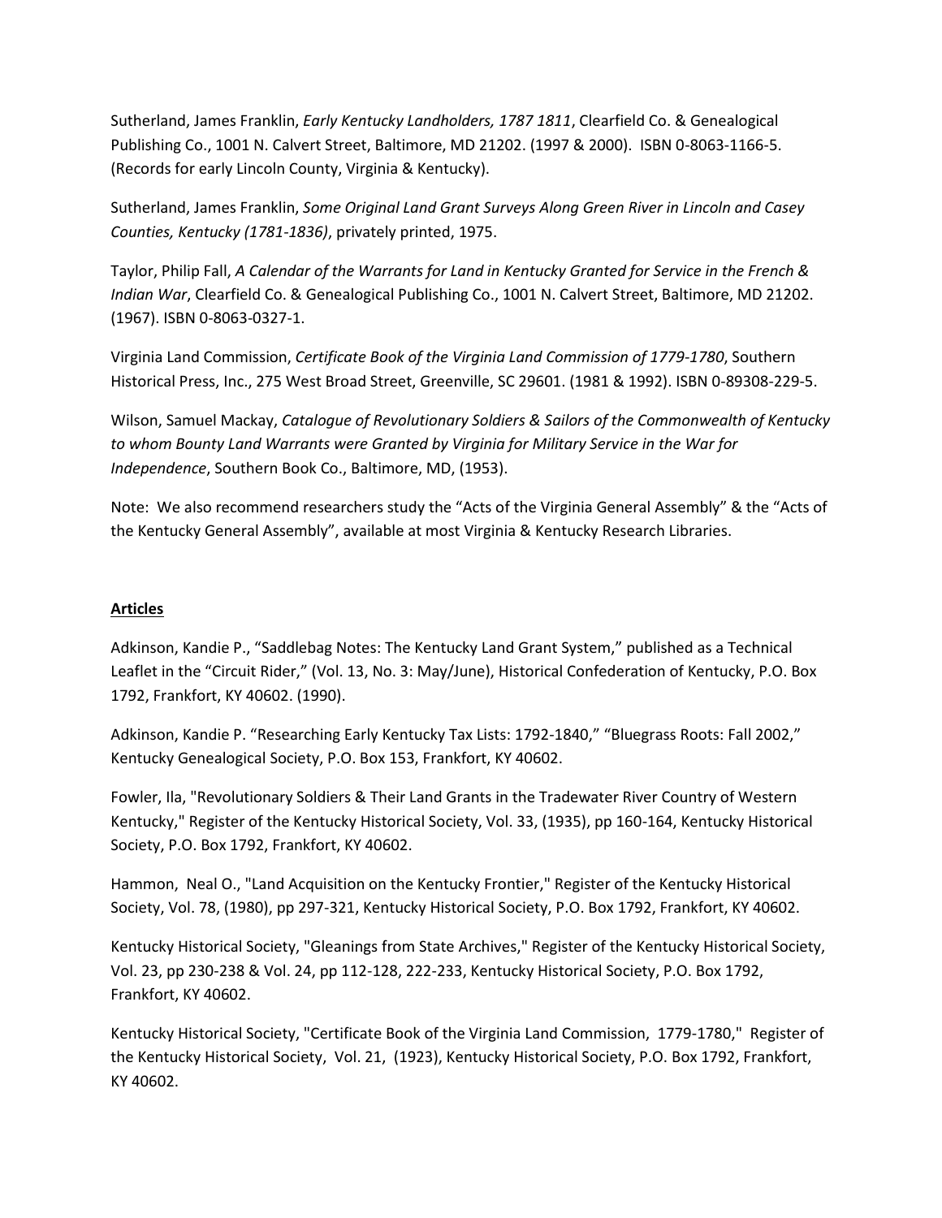Sutherland, James Franklin, *Early Kentucky Landholders, 1787 1811*, Clearfield Co. & Genealogical Publishing Co., 1001 N. Calvert Street, Baltimore, MD 21202. (1997 & 2000). ISBN 0-8063-1166-5. (Records for early Lincoln County, Virginia & Kentucky).

Sutherland, James Franklin, *Some Original Land Grant Surveys Along Green River in Lincoln and Casey Counties, Kentucky (1781-1836)*, privately printed, 1975.

Taylor, Philip Fall, *A Calendar of the Warrants for Land in Kentucky Granted for Service in the French & Indian War*, Clearfield Co. & Genealogical Publishing Co., 1001 N. Calvert Street, Baltimore, MD 21202. (1967). ISBN 0-8063-0327-1.

Virginia Land Commission, *Certificate Book of the Virginia Land Commission of 1779-1780*, Southern Historical Press, Inc., 275 West Broad Street, Greenville, SC 29601. (1981 & 1992). ISBN 0-89308-229-5.

Wilson, Samuel Mackay, *Catalogue of Revolutionary Soldiers & Sailors of the Commonwealth of Kentucky to whom Bounty Land Warrants were Granted by Virginia for Military Service in the War for Independence*, Southern Book Co., Baltimore, MD, (1953).

Note: We also recommend researchers study the "Acts of the Virginia General Assembly" & the "Acts of the Kentucky General Assembly", available at most Virginia & Kentucky Research Libraries.

**Articles**

Adkinson, Kandie P., "Saddlebag Notes: The Kentucky Land Grant System," published as a Technical Leaflet in the "Circuit Rider," (Vol. 13, No. 3: May/June), Historical Confederation of Kentucky, P.O. Box 1792, Frankfort, KY 40602. (1990).

Adkinson, Kandie P. "Researching Early Kentucky Tax Lists: 1792-1840," "Bluegrass Roots: Fall 2002," Kentucky Genealogical Society, P.O. Box 153, Frankfort, KY 40602.

Fowler, Ila, "Revolutionary Soldiers & Their Land Grants in the Tradewater River Country of Western Kentucky," Register of the Kentucky Historical Society, Vol. 33, (1935), pp 160-164, Kentucky Historical Society, P.O. Box 1792, Frankfort, KY 40602.

Hammon, Neal O., "Land Acquisition on the Kentucky Frontier," Register of the Kentucky Historical Society, Vol. 78, (1980), pp 297-321, Kentucky Historical Society, P.O. Box 1792, Frankfort, KY 40602.

Kentucky Historical Society, "Gleanings from State Archives," Register of the Kentucky Historical Society, Vol. 23, pp 230-238 & Vol. 24, pp 112-128, 222-233, Kentucky Historical Society, P.O. Box 1792, Frankfort, KY 40602.

Kentucky Historical Society, "Certificate Book of the Virginia Land Commission, 1779-1780," Register of the Kentucky Historical Society, Vol. 21, (1923), Kentucky Historical Society, P.O. Box 1792, Frankfort, KY 40602.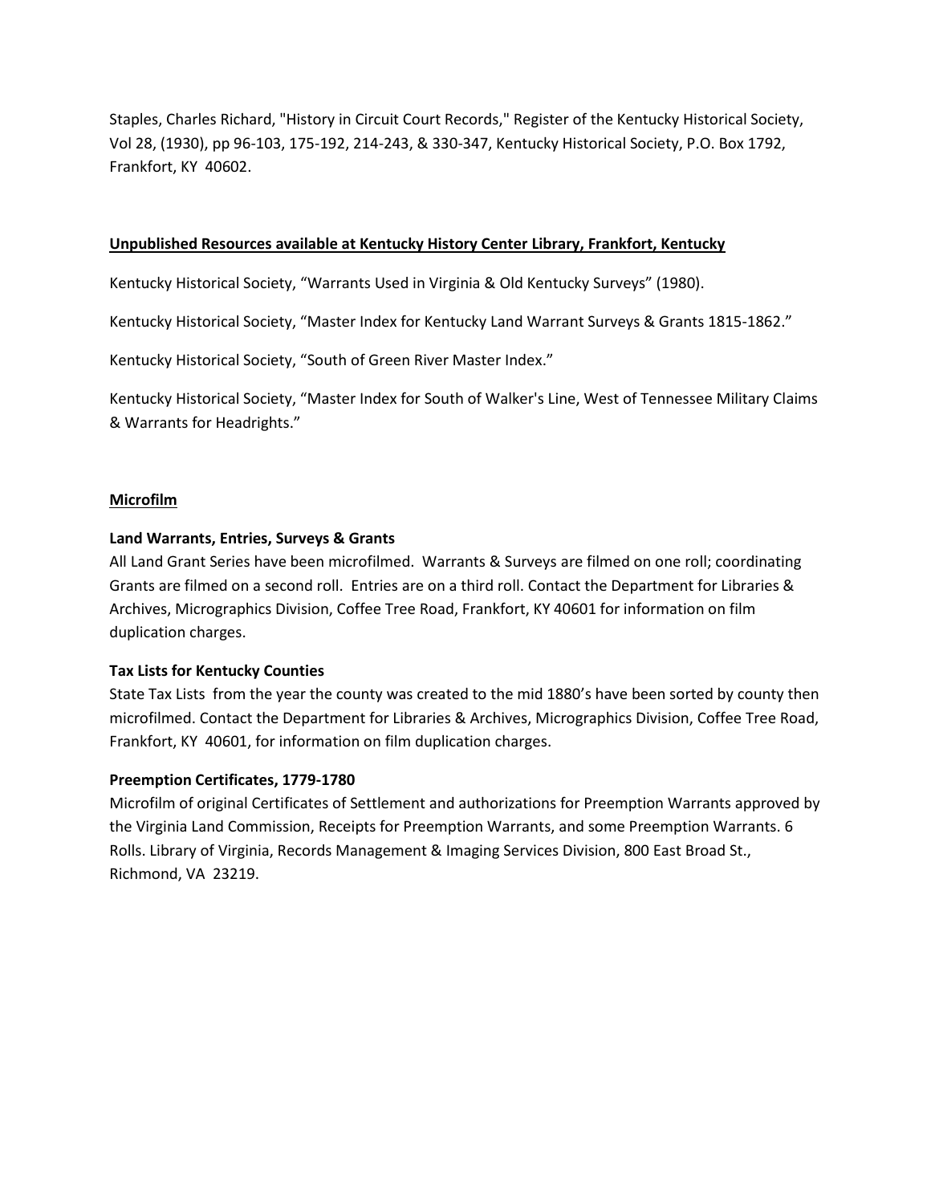Staples, Charles Richard, "History in Circuit Court Records," Register of the Kentucky Historical Society, Vol 28, (1930), pp 96-103, 175-192, 214-243, & 330-347, Kentucky Historical Society, P.O. Box 1792, Frankfort, KY 40602.

**Unpublished Resources available at Kentucky History Center Library, Frankfort, Kentucky**

Kentucky Historical Society, "Warrants Used in Virginia & Old Kentucky Surveys" (1980).

Kentucky Historical Society, "Master Index for Kentucky Land Warrant Surveys & Grants 1815-1862."

Kentucky Historical Society, "South of Green River Master Index."

Kentucky Historical Society, "Master Index for South of Walker's Line, West of Tennessee Military Claims & Warrants for Headrights."

**Microfilm**

**Land Warrants, Entries, Surveys & Grants**
All Land Grant Series have been microfilmed. Warrants & Surveys are filmed on one roll; coordinating Grants are filmed on a second roll. Entries are on a third roll. Contact the Department for Libraries & Archives, Micrographics Division, Coffee Tree Road, Frankfort, KY 40601 for information on film duplication charges.

**Tax Lists for Kentucky Counties**
State Tax Lists from the year the county was created to the mid 1880's have been sorted by county then microfilmed. Contact the Department for Libraries & Archives, Micrographics Division, Coffee Tree Road, Frankfort, KY 40601, for information on film duplication charges.

**Preemption Certificates, 1779-1780**
Microfilm of original Certificates of Settlement and authorizations for Preemption Warrants approved by the Virginia Land Commission, Receipts for Preemption Warrants, and some Preemption Warrants. 6 Rolls. Library of Virginia, Records Management & Imaging Services Division, 800 East Broad St., Richmond, VA 23219.